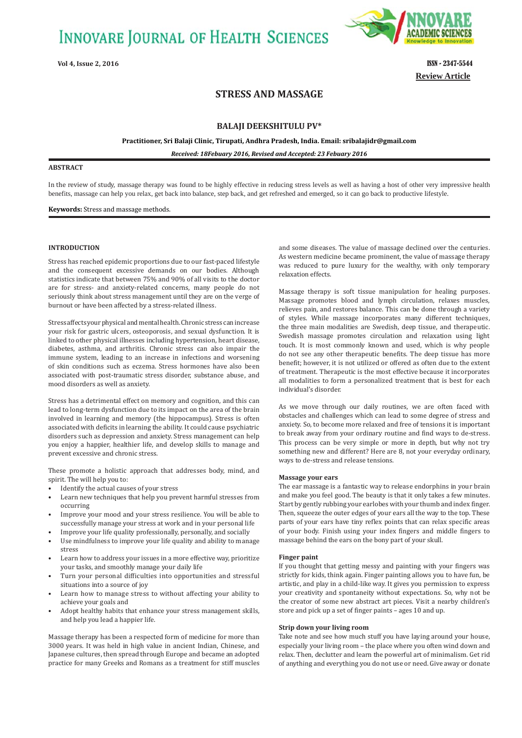Review Article

# STRESS AND MASSAGE

**BALAJI DEEKSHITULU PV***

**Practitioner, Sri Balaji Clinic, Tirupati, Andhra Pradesh, India. Email: sribalajidr@gmail.com**

***Received: 18Febuary 2016, Revised and Accepted: 23 Febuary 2016***

## ABSTRACT

In the review of study, massage therapy was found to be highly effective in reducing stress levels as well as having a host of other very impressive health benefits, massage can help you relax, get back into balance, step back, and get refreshed and emerged, so it can go back to productive lifestyle.

**Keywords:** Stress and massage methods.

## INTRODUCTION

Stress has reached epidemic proportions due to our fast-paced lifestyle and the consequent excessive demands on our bodies. Although statistics indicate that between 75% and 90% of all visits to the doctor are for stress- and anxiety-related concerns, many people do not seriously think about stress management until they are on the verge of burnout or have been affected by a stress-related illness.

Stress affects your physical and mental health. Chronic stress can increase your risk for gastric ulcers, osteoporosis, and sexual dysfunction. It is linked to other physical illnesses including hypertension, heart disease, diabetes, asthma, and arthritis. Chronic stress can also impair the immune system, leading to an increase in infections and worsening of skin conditions such as eczema. Stress hormones have also been associated with post-traumatic stress disorder, substance abuse, and mood disorders as well as anxiety.

Stress has a detrimental effect on memory and cognition, and this can lead to long-term dysfunction due to its impact on the area of the brain involved in learning and memory (the hippocampus). Stress is often associated with deficits in learning the ability. It could cause psychiatric disorders such as depression and anxiety. Stress management can help you enjoy a happier, healthier life, and develop skills to manage and prevent excessive and chronic stress.

These promote a holistic approach that addresses body, mind, and spirit. The will help you to:

- Identify the actual causes of your stress
- Learn new techniques that help you prevent harmful stresses from occurring
- Improve your mood and your stress resilience. You will be able to successfully manage your stress at work and in your personal life
- Improve your life quality professionally, personally, and socially
- Use mindfulness to improve your life quality and ability to manage stress
- Learn how to address your issues in a more effective way, prioritize your tasks, and smoothly manage your daily life
- Turn your personal difficulties into opportunities and stressful situations into a source of joy
- Learn how to manage stress to without affecting your ability to achieve your goals and
- Adopt healthy habits that enhance your stress management skills, and help you lead a happier life.

Massage therapy has been a respected form of medicine for more than 3000 years. It was held in high value in ancient Indian, Chinese, and Japanese cultures, then spread through Europe and became an adopted practice for many Greeks and Romans as a treatment for stiff muscles and some diseases. The value of massage declined over the centuries. As western medicine became prominent, the value of massage therapy was reduced to pure luxury for the wealthy, with only temporary relaxation effects.

Massage therapy is soft tissue manipulation for healing purposes. Massage promotes blood and lymph circulation, relaxes muscles, relieves pain, and restores balance. This can be done through a variety of styles. While massage incorporates many different techniques, the three main modalities are Swedish, deep tissue, and therapeutic. Swedish massage promotes circulation and relaxation using light touch. It is most commonly known and used, which is why people do not see any other therapeutic benefits. The deep tissue has more benefit; however, it is not utilized or offered as often due to the extent of treatment. Therapeutic is the most effective because it incorporates all modalities to form a personalized treatment that is best for each individual's disorder.

As we move through our daily routines, we are often faced with obstacles and challenges which can lead to some degree of stress and anxiety. So, to become more relaxed and free of tensions it is important to break away from your ordinary routine and find ways to de-stress. This process can be very simple or more in depth, but why not try something new and different? Here are 8, not your everyday ordinary, ways to de-stress and release tensions.

### Massage your ears

The ear massage is a fantastic way to release endorphins in your brain and make you feel good. The beauty is that it only takes a few minutes. Start by gently rubbing your earlobes with your thumb and index finger. Then, squeeze the outer edges of your ears all the way to the top. These parts of your ears have tiny reflex points that can relax specific areas of your body. Finish using your index fingers and middle fingers to massage behind the ears on the bony part of your skull.

### Finger paint

If you thought that getting messy and painting with your fingers was strictly for kids, think again. Finger painting allows you to have fun, be artistic, and play in a child-like way. It gives you permission to express your creativity and spontaneity without expectations. So, why not be the creator of some new abstract art pieces. Visit a nearby children's store and pick up a set of finger paints – ages 10 and up.

### Strip down your living room

Take note and see how much stuff you have laying around your house, especially your living room – the place where you often wind down and relax. Then, declutter and learn the powerful art of minimalism. Get rid of anything and everything you do not use or need. Give away or donate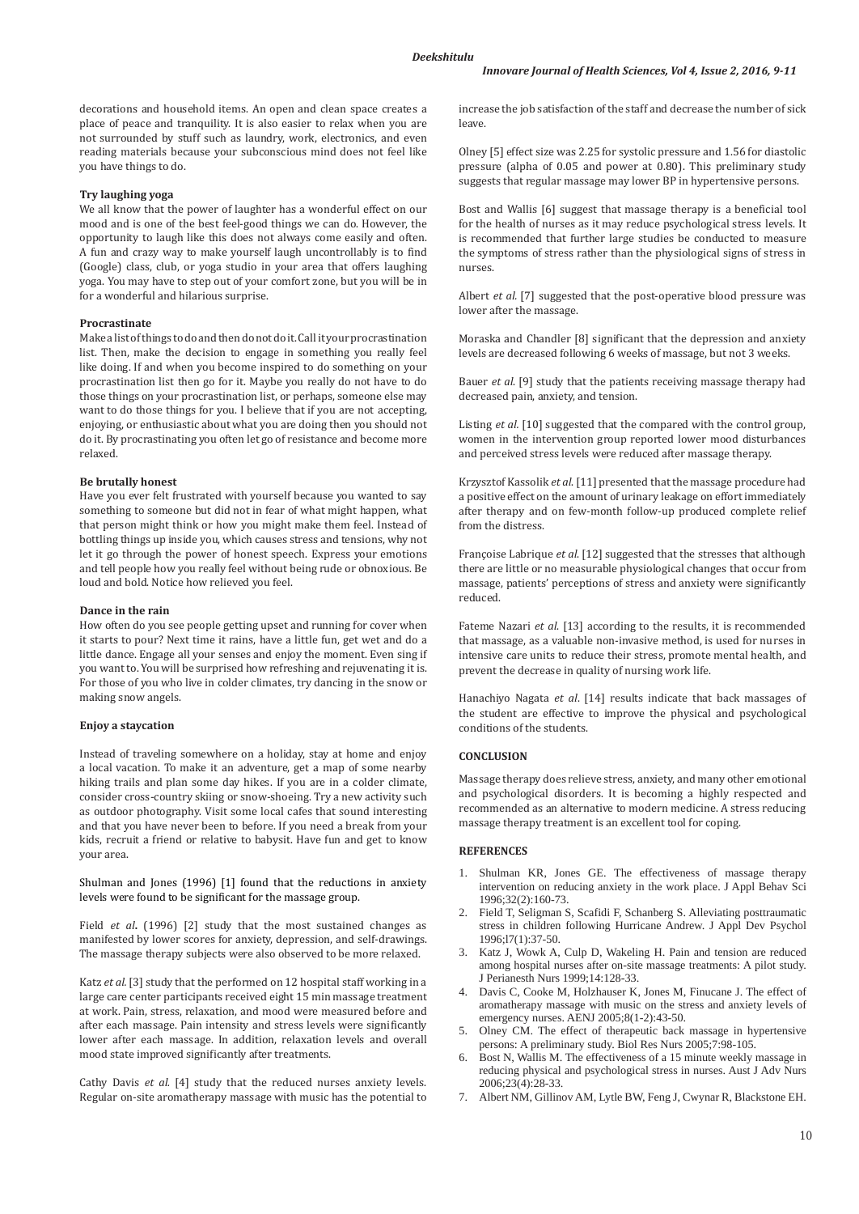decorations and household items. An open and clean space creates a place of peace and tranquility. It is also easier to relax when you are not surrounded by stuff such as laundry, work, electronics, and even reading materials because your subconscious mind does not feel like you have things to do.

**Try laughing yoga**

We all know that the power of laughter has a wonderful effect on our mood and is one of the best feel-good things we can do. However, the opportunity to laugh like this does not always come easily and often. A fun and crazy way to make yourself laugh uncontrollably is to find (Google) class, club, or yoga studio in your area that offers laughing yoga. You may have to step out of your comfort zone, but you will be in for a wonderful and hilarious surprise.

**Procrastinate**

Make a list of things to do and then do not do it. Call it your procrastination list. Then, make the decision to engage in something you really feel like doing. If and when you become inspired to do something on your procrastination list then go for it. Maybe you really do not have to do those things on your procrastination list, or perhaps, someone else may want to do those things for you. I believe that if you are not accepting, enjoying, or enthusiastic about what you are doing then you should not do it. By procrastinating you often let go of resistance and become more relaxed.

**Be brutally honest**

Have you ever felt frustrated with yourself because you wanted to say something to someone but did not in fear of what might happen, what that person might think or how you might make them feel. Instead of bottling things up inside you, which causes stress and tensions, why not let it go through the power of honest speech. Express your emotions and tell people how you really feel without being rude or obnoxious. Be loud and bold. Notice how relieved you feel.

**Dance in the rain**

How often do you see people getting upset and running for cover when it starts to pour? Next time it rains, have a little fun, get wet and do a little dance. Engage all your senses and enjoy the moment. Even sing if you want to. You will be surprised how refreshing and rejuvenating it is. For those of you who live in colder climates, try dancing in the snow or making snow angels.

**Enjoy a staycation**

Instead of traveling somewhere on a holiday, stay at home and enjoy a local vacation. To make it an adventure, get a map of some nearby hiking trails and plan some day hikes. If you are in a colder climate, consider cross-country skiing or snow-shoeing. Try a new activity such as outdoor photography. Visit some local cafes that sound interesting and that you have never been to before. If you need a break from your kids, recruit a friend or relative to babysit. Have fun and get to know your area.

Shulman and Jones (1996) [1] found that the reductions in anxiety levels were found to be significant for the massage group.

Field *et al*. (1996) [2] study that the most sustained changes as manifested by lower scores for anxiety, depression, and self-drawings. The massage therapy subjects were also observed to be more relaxed.

Katz *et al*. [3] study that the performed on 12 hospital staff working in a large care center participants received eight 15 min massage treatment at work. Pain, stress, relaxation, and mood were measured before and after each massage. Pain intensity and stress levels were significantly lower after each massage. In addition, relaxation levels and overall mood state improved significantly after treatments.

Cathy Davis *et al*. [4] study that the reduced nurses anxiety levels. Regular on-site aromatherapy massage with music has the potential to increase the job satisfaction of the staff and decrease the number of sick leave.

Olney [5] effect size was 2.25 for systolic pressure and 1.56 for diastolic pressure (alpha of 0.05 and power at 0.80). This preliminary study suggests that regular massage may lower BP in hypertensive persons.

Bost and Wallis [6] suggest that massage therapy is a beneficial tool for the health of nurses as it may reduce psychological stress levels. It is recommended that further large studies be conducted to measure the symptoms of stress rather than the physiological signs of stress in nurses.

Albert *et al*. [7] suggested that the post-operative blood pressure was lower after the massage.

Moraska and Chandler [8] significant that the depression and anxiety levels are decreased following 6 weeks of massage, but not 3 weeks.

Bauer *et al*. [9] study that the patients receiving massage therapy had decreased pain, anxiety, and tension.

Listing *et al*. [10] suggested that the compared with the control group, women in the intervention group reported lower mood disturbances and perceived stress levels were reduced after massage therapy.

Krzysztof Kassolik *et al*. [11] presented that the massage procedure had a positive effect on the amount of urinary leakage on effort immediately after therapy and on few-month follow-up produced complete relief from the distress.

Françoise Labrique *et al*. [12] suggested that the stresses that although there are little or no measurable physiological changes that occur from massage, patients' perceptions of stress and anxiety were significantly reduced.

Fateme Nazari *et al*. [13] according to the results, it is recommended that massage, as a valuable non-invasive method, is used for nurses in intensive care units to reduce their stress, promote mental health, and prevent the decrease in quality of nursing work life.

Hanachiyo Nagata *et al*. [14] results indicate that back massages of the student are effective to improve the physical and psychological conditions of the students.

## CONCLUSION

Massage therapy does relieve stress, anxiety, and many other emotional and psychological disorders. It is becoming a highly respected and recommended as an alternative to modern medicine. A stress reducing massage therapy treatment is an excellent tool for coping.

## REFERENCES

1. Shulman KR, Jones GE. The effectiveness of massage therapy intervention on reducing anxiety in the work place. J Appl Behav Sci 1996;32(2):160-73.
2. Field T, Seligman S, Scafidi F, Schanberg S. Alleviating posttraumatic stress in children following Hurricane Andrew. J Appl Dev Psychol 1996;l7(1):37-50.
3. Katz J, Wowk A, Culp D, Wakeling H. Pain and tension are reduced among hospital nurses after on-site massage treatments: A pilot study. J Perianesth Nurs 1999;14:128-33.
4. Davis C, Cooke M, Holzhauser K, Jones M, Finucane J. The effect of aromatherapy massage with music on the stress and anxiety levels of emergency nurses. AENJ 2005;8(1-2):43-50.
5. Olney CM. The effect of therapeutic back massage in hypertensive persons: A preliminary study. Biol Res Nurs 2005;7:98-105.
6. Bost N, Wallis M. The effectiveness of a 15 minute weekly massage in reducing physical and psychological stress in nurses. Aust J Adv Nurs 2006;23(4):28-33.
7. Albert NM, Gillinov AM, Lytle BW, Feng J, Cwynar R, Blackstone EH.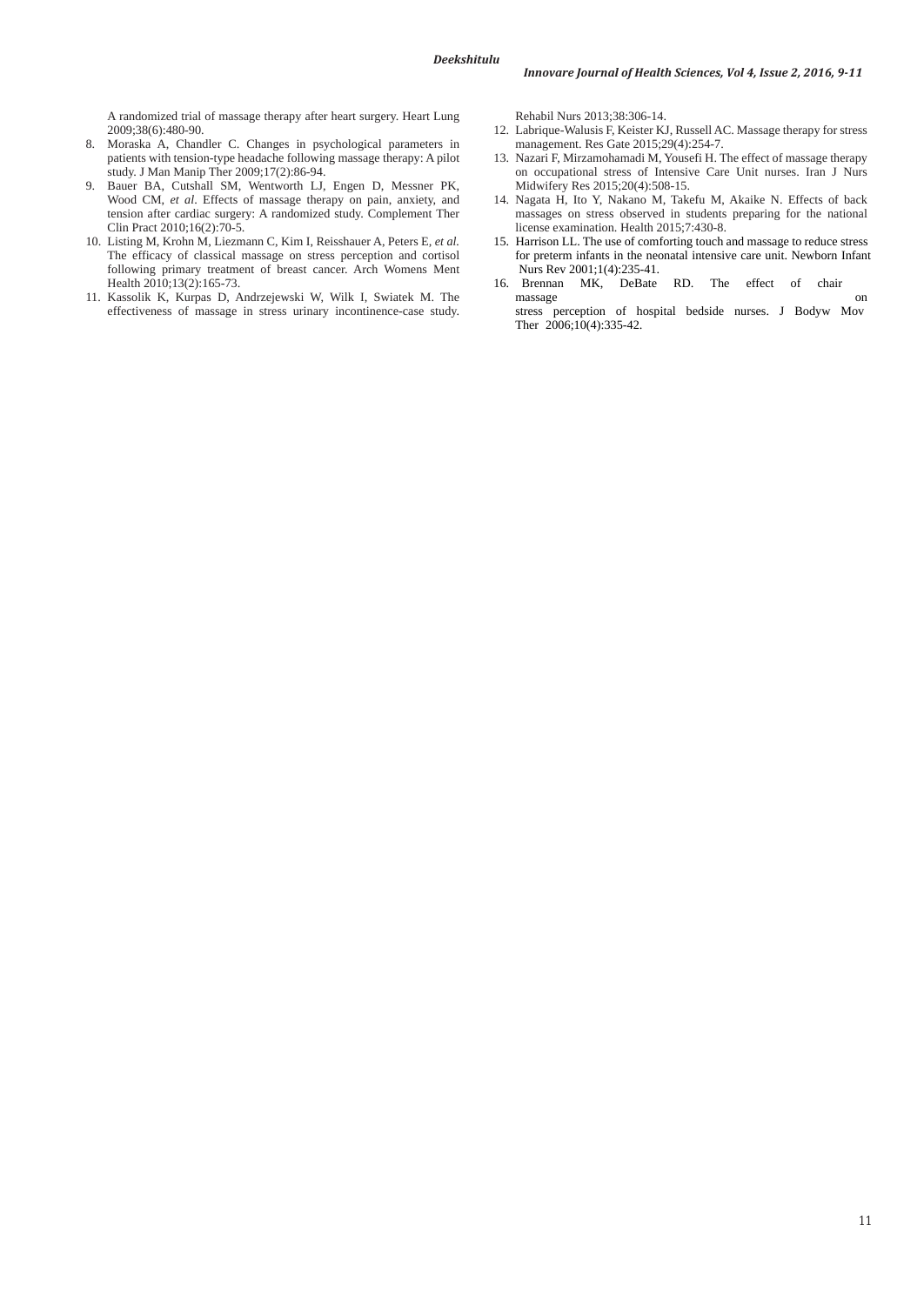A randomized trial of massage therapy after heart surgery. Heart Lung 2009;38(6):480-90.

8. Moraska A, Chandler C. Changes in psychological parameters in patients with tension-type headache following massage therapy: A pilot study. J Man Manip Ther 2009;17(2):86-94.
9. Bauer BA, Cutshall SM, Wentworth LJ, Engen D, Messner PK, Wood CM, *et al*. Effects of massage therapy on pain, anxiety, and tension after cardiac surgery: A randomized study. Complement Ther Clin Pract 2010;16(2):70-5.
10. Listing M, Krohn M, Liezmann C, Kim I, Reisshauer A, Peters E, *et al*. The efficacy of classical massage on stress perception and cortisol following primary treatment of breast cancer. Arch Womens Ment Health 2010;13(2):165-73.
11. Kassolik K, Kurpas D, Andrzejewski W, Wilk I, Swiatek M. The effectiveness of massage in stress urinary incontinence-case study. Rehabil Nurs 2013;38:306-14.
12. Labrique-Walusis F, Keister KJ, Russell AC. Massage therapy for stress management. Res Gate 2015;29(4):254-7.
13. Nazari F, Mirzamohamadi M, Yousefi H. The effect of massage therapy on occupational stress of Intensive Care Unit nurses. Iran J Nurs Midwifery Res 2015;20(4):508-15.
14. Nagata H, Ito Y, Nakano M, Takefu M, Akaike N. Effects of back massages on stress observed in students preparing for the national license examination. Health 2015;7:430-8.
15. Harrison LL. The use of comforting touch and massage to reduce stress for preterm infants in the neonatal intensive care unit. Newborn Infant Nurs Rev 2001;1(4):235-41.
16. Brennan MK, DeBate RD. The effect of chair massage on stress perception of hospital bedside nurses. J Bodyw Mov Ther 2006;10(4):335-42.